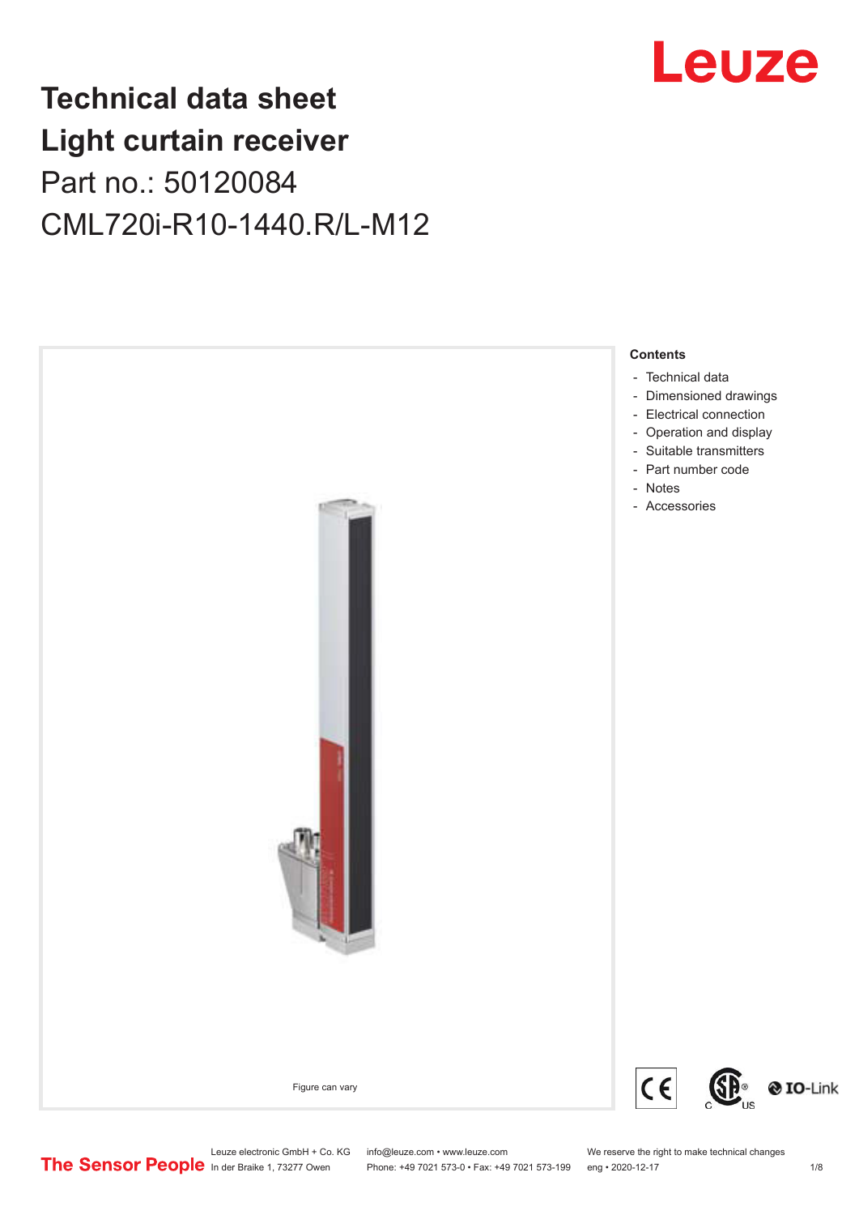# Technical data sheet
# Light curtain receiver
## Part no.: 50120084
## CML720i-R10-1440.R/L-M12

Figure can vary

**Contents**

- Technical data
- Dimensioned drawings
- Electrical connection
- Operation and display
- Suitable transmitters
- Part number code
- Notes
- Accessories

Leuze electronic GmbH + Co. KG
In der Braike 1, 73277 Owen

info@leuze.com • www.leuze.com
Phone: +49 7021 573-0 • Fax: +49 7021 573-199

We reserve the right to make technical changes
eng • 2020-12-17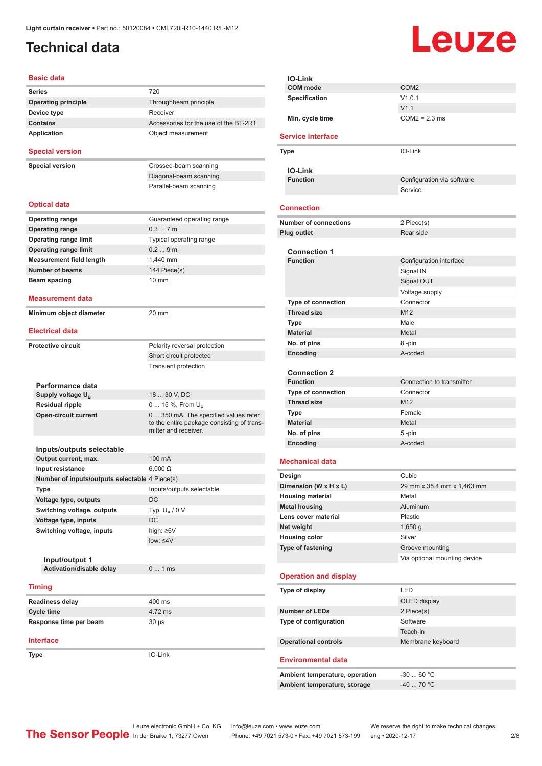# Technical data

Light curtain receiver • Part no.: 50120084 • CML720i-R10-1440.R/L-M12

## Basic data

| | |
|---|---|
| Series | 720 |
| Operating principle | Throughbeam principle |
| Device type | Receiver |
| Contains | Accessories for the use of the BT-2R1 |
| Application | Object measurement |

## Special version

| | |
|---|---|
| Special version | Crossed-beam scanning |
| | Diagonal-beam scanning |
| | Parallel-beam scanning |

## Optical data

| | |
|---|---|
| Operating range | Guaranteed operating range |
| Operating range | 0.3 ... 7 m |
| Operating range limit | Typical operating range |
| Operating range limit | 0.2 ... 9 m |
| Measurement field length | 1,440 mm |
| Number of beams | 144 Piece(s) |
| Beam spacing | 10 mm |

## Measurement data

| | |
|---|---|
| Minimum object diameter | 20 mm |

## Electrical data

| | |
|---|---|
| Protective circuit | Polarity reversal protection |
| | Short circuit protected |
| | Transient protection |

### Performance data

| | |
|---|---|
| Supply voltage $U_B$ | 18 ... 30 V, DC |
| Residual ripple | 0 ... 15 %, From $U_B$ |
| Open-circuit current | 0 ... 350 mA, The specified values refer to the entire package consisting of transmitter and receiver. |

### Inputs/outputs selectable

| | |
|---|---|
| Output current, max. | 100 mA |
| Input resistance | 6,000 Ω |
| Number of inputs/outputs selectable | 4 Piece(s) |
| Type | Inputs/outputs selectable |
| Voltage type, outputs | DC |
| Switching voltage, outputs | Typ. $U_B$ / 0 V |
| Voltage type, inputs | DC |
| Switching voltage, inputs | high: ≥6V |
| | low: ≤4V |

#### Input/output 1

| | |
|---|---|
| Activation/disable delay | 0 ... 1 ms |

## Timing

| | |
|---|---|
| Readiness delay | 400 ms |
| Cycle time | 4.72 ms |
| Response time per beam | 30 µs |

## Interface

| | |
|---|---|
| Type | IO-Link |

### IO-Link

| | |
|---|---|
| COM mode | COM2 |
| Specification | V1.0.1 |
| | V1.1 |
| Min. cycle time | COM2 = 2.3 ms |

## Service interface

| | |
|---|---|
| Type | IO-Link |

### IO-Link

| | |
|---|---|
| Function | Configuration via software |
| | Service |

## Connection

| | |
|---|---|
| Number of connections | 2 Piece(s) |
| Plug outlet | Rear side |

### Connection 1

| | |
|---|---|
| Function | Configuration interface |
| | Signal IN |
| | Signal OUT |
| | Voltage supply |
| Type of connection | Connector |
| Thread size | M12 |
| Type | Male |
| Material | Metal |
| No. of pins | 8 -pin |
| Encoding | A-coded |

### Connection 2

| | |
|---|---|
| Function | Connection to transmitter |
| Type of connection | Connector |
| Thread size | M12 |
| Type | Female |
| Material | Metal |
| No. of pins | 5 -pin |
| Encoding | A-coded |

## Mechanical data

| | |
|---|---|
| Design | Cubic |
| Dimension (W x H x L) | 29 mm x 35.4 mm x 1,463 mm |
| Housing material | Metal |
| Metal housing | Aluminum |
| Lens cover material | Plastic |
| Net weight | 1,650 g |
| Housing color | Silver |
| Type of fastening | Groove mounting |
| | Via optional mounting device |

## Operation and display

| | |
|---|---|
| Type of display | LED |
| | OLED display |
| Number of LEDs | 2 Piece(s) |
| Type of configuration | Software |
| | Teach-in |
| Operational controls | Membrane keyboard |

## Environmental data

| | |
|---|---|
| Ambient temperature, operation | -30 ... 60 °C |
| Ambient temperature, storage | -40 ... 70 °C |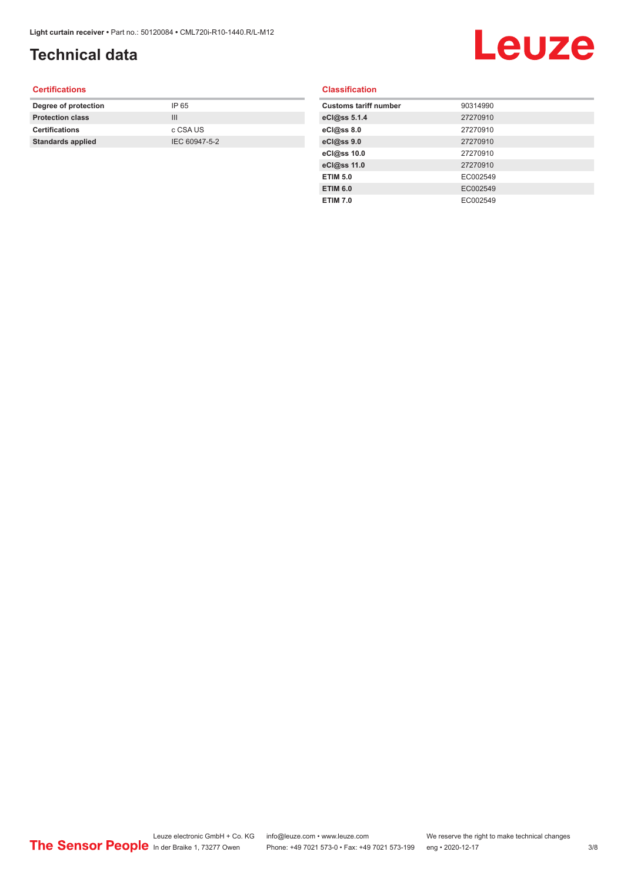# Technical data

### Certifications

| | |
|---|---|
| **Degree of protection** | IP 65 |
| **Protection class** | III |
| **Certifications** | c CSA US |
| **Standards applied** | IEC 60947-5-2 |

### Classification

| | |
|---|---|
| **Customs tariff number** | 90314990 |
| **eCl@ss 5.1.4** | 27270910 |
| **eCl@ss 8.0** | 27270910 |
| **eCl@ss 9.0** | 27270910 |
| **eCl@ss 10.0** | 27270910 |
| **eCl@ss 11.0** | 27270910 |
| **ETIM 5.0** | EC002549 |
| **ETIM 6.0** | EC002549 |
| **ETIM 7.0** | EC002549 |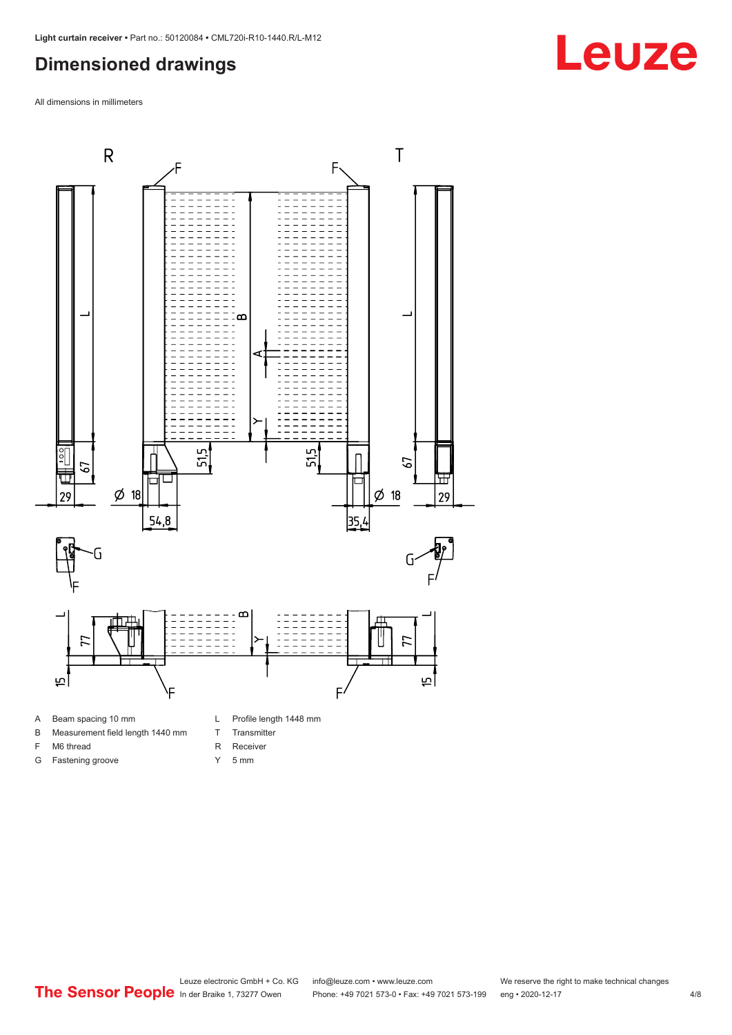## Dimensioned drawings

All dimensions in millimeters

| | | | |
|---|---|---|---|
| A | Beam spacing 10 mm | L | Profile length 1448 mm |
| B | Measurement field length 1440 mm | T | Transmitter |
| F | M6 thread | R | Receiver |
| G | Fastening groove | Y | 5 mm |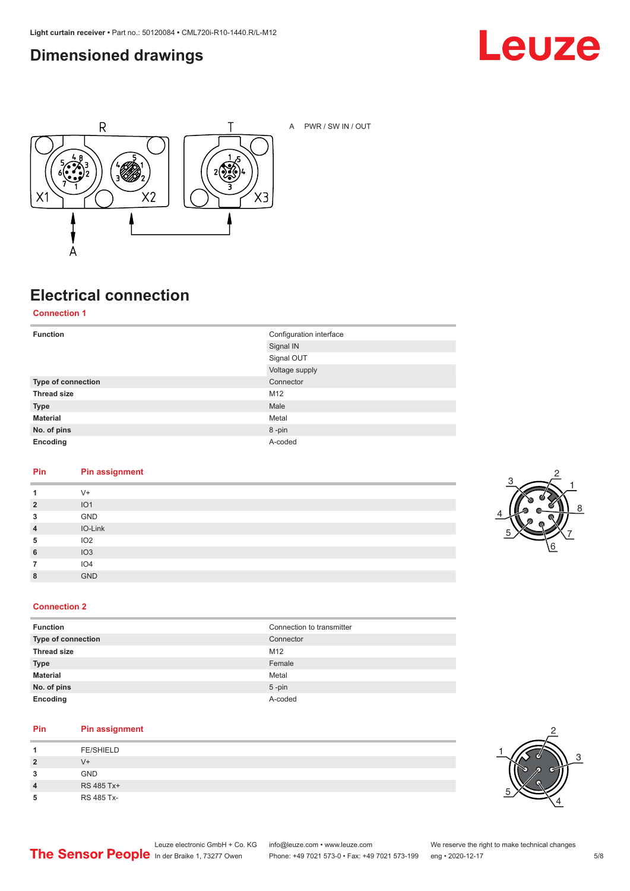## Dimensioned drawings

A PWR / SW IN / OUT

## Electrical connection

### Connection 1

| Function | Configuration interface |
|---|---|
| | Signal IN |
| | Signal OUT |
| | Voltage supply |
| **Type of connection** | Connector |
| **Thread size** | M12 |
| **Type** | Male |
| **Material** | Metal |
| **No. of pins** | 8 -pin |
| **Encoding** | A-coded |

| Pin | Pin assignment |
|---|---|
| 1 | V+ |
| 2 | IO1 |
| 3 | GND |
| 4 | IO-Link |
| 5 | IO2 |
| 6 | IO3 |
| 7 | IO4 |
| 8 | GND |

### Connection 2

| Function | Connection to transmitter |
|---|---|
| **Type of connection** | Connector |
| **Thread size** | M12 |
| **Type** | Female |
| **Material** | Metal |
| **No. of pins** | 5 -pin |
| **Encoding** | A-coded |

| Pin | Pin assignment |
|---|---|
| 1 | FE/SHIELD |
| 2 | V+ |
| 3 | GND |
| 4 | RS 485 Tx+ |
| 5 | RS 485 Tx- |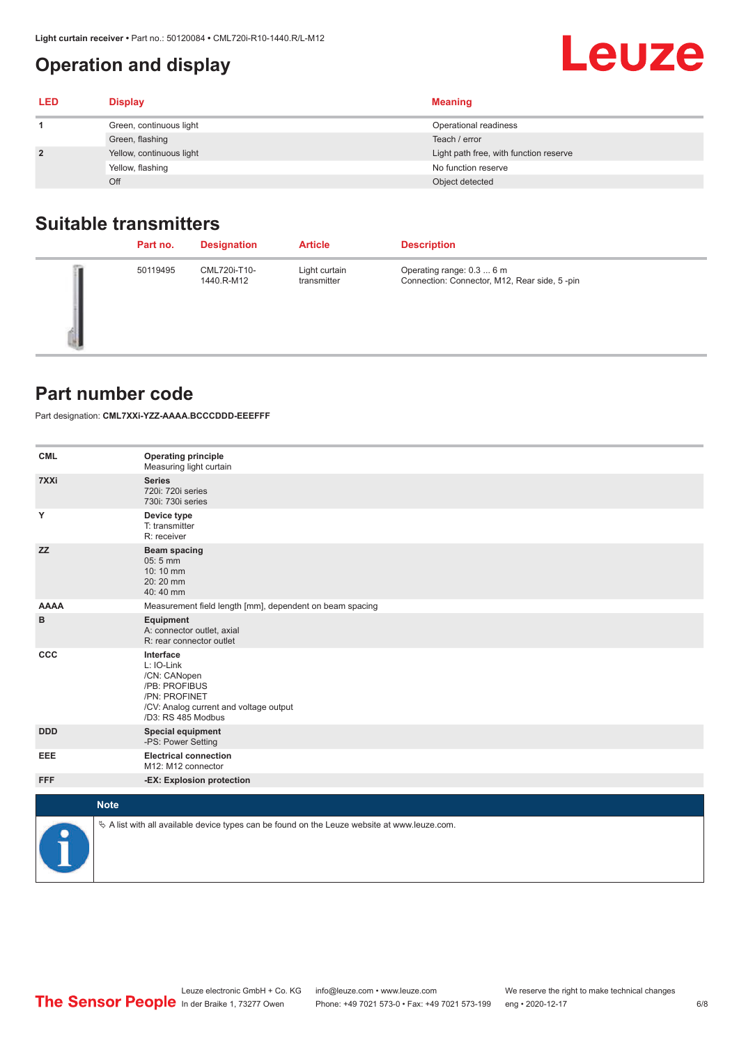# Operation and display

| LED | Display | Meaning |
|---|---|---|
| 1 | Green, continuous light | Operational readiness |
| | Green, flashing | Teach / error |
| 2 | Yellow, continuous light | Light path free, with function reserve |
| | Yellow, flashing | No function reserve |
| | Off | Object detected |

## Suitable transmitters

| | Part no. | Designation | Article | Description |
|---|---|---|---|---|
| | 50119495 | CML720i-T10-1440.R-M12 | Light curtain transmitter | Operating range: 0.3 ... 6 m<br>Connection: Connector, M12, Rear side, 5 -pin |

## Part number code

Part designation: **CML7XXi-YZZ-AAAA.BCCCDDD-EEEFFF**

| | |
|---|---|
| **CML** | **Operating principle**<br>Measuring light curtain |
| **7XXi** | **Series**<br>720i: 720i series<br>730i: 730i series |
| **Y** | **Device type**<br>T: transmitter<br>R: receiver |
| **ZZ** | **Beam spacing**<br>05: 5 mm<br>10: 10 mm<br>20: 20 mm<br>40: 40 mm |
| **AAAA** | Measurement field length [mm], dependent on beam spacing |
| **B** | **Equipment**<br>A: connector outlet, axial<br>R: rear connector outlet |
| **CCC** | **Interface**<br>L: IO-Link<br>/CN: CANopen<br>/PB: PROFIBUS<br>/PN: PROFINET<br>/CV: Analog current and voltage output<br>/D3: RS 485 Modbus |
| **DDD** | **Special equipment**<br>-PS: Power Setting |
| **EEE** | **Electrical connection**<br>M12: M12 connector |
| **FFF** | **-EX: Explosion protection** |

**Note**

↳ A list with all available device types can be found on the Leuze website at www.leuze.com.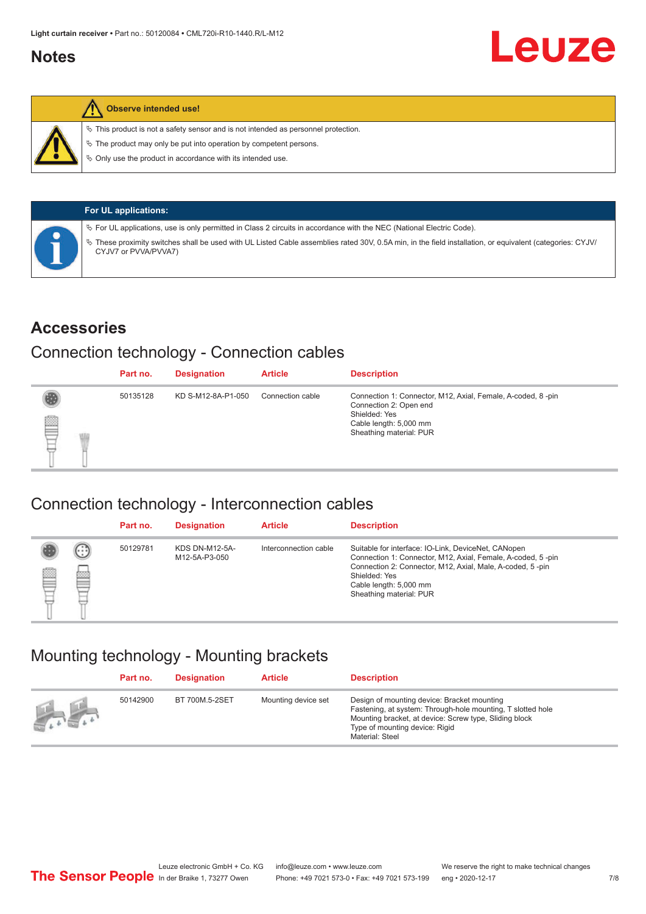## Notes

**Observe intended use!**

- This product is not a safety sensor and is not intended as personnel protection.
- The product may only be put into operation by competent persons.
- Only use the product in accordance with its intended use.

**For UL applications:**

- For UL applications, use is only permitted in Class 2 circuits in accordance with the NEC (National Electric Code).
- These proximity switches shall be used with UL Listed Cable assemblies rated 30V, 0.5A min, in the field installation, or equivalent (categories: CYJV/ CYJV7 or PVVA/PVVA7)

## Accessories

### Connection technology - Connection cables

| Part no. | Designation | Article | Description |
|---|---|---|---|
| 50135128 | KD S-M12-8A-P1-050 | Connection cable | Connection 1: Connector, M12, Axial, Female, A-coded, 8 -pin<br>Connection 2: Open end<br>Shielded: Yes<br>Cable length: 5,000 mm<br>Sheathing material: PUR |

### Connection technology - Interconnection cables

| Part no. | Designation | Article | Description |
|---|---|---|---|
| 50129781 | KDS DN-M12-5A-M12-5A-P3-050 | Interconnection cable | Suitable for interface: IO-Link, DeviceNet, CANopen<br>Connection 1: Connector, M12, Axial, Female, A-coded, 5 -pin<br>Connection 2: Connector, M12, Axial, Male, A-coded, 5 -pin<br>Shielded: Yes<br>Cable length: 5,000 mm<br>Sheathing material: PUR |

### Mounting technology - Mounting brackets

| Part no. | Designation | Article | Description |
|---|---|---|---|
| 50142900 | BT 700M.5-2SET | Mounting device set | Design of mounting device: Bracket mounting<br>Fastening, at system: Through-hole mounting, T slotted hole<br>Mounting bracket, at device: Screw type, Sliding block<br>Type of mounting device: Rigid<br>Material: Steel |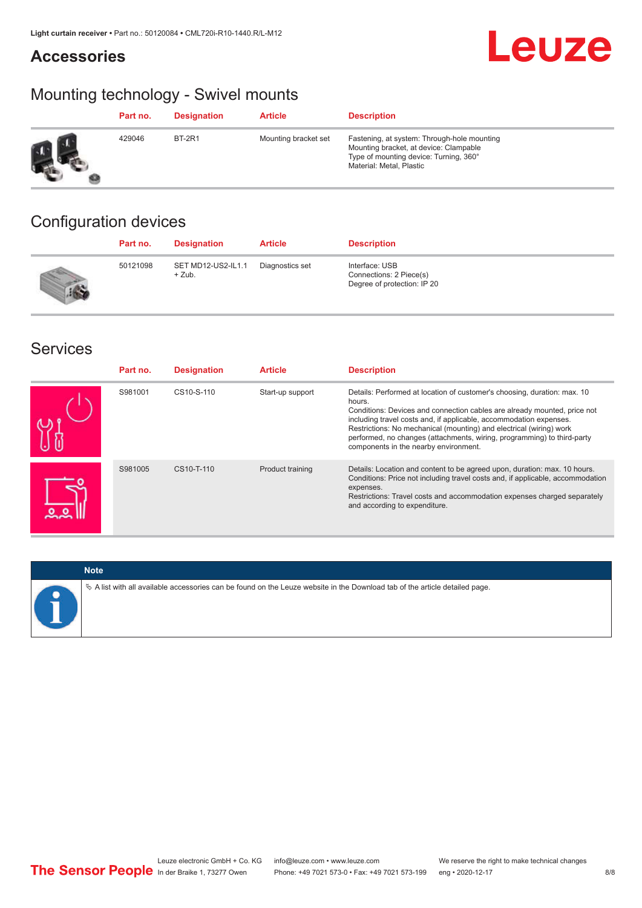# Accessories

## Mounting technology - Swivel mounts

| | Part no. | Designation | Article | Description |
|---|---|---|---|---|
| | 429046 | BT-2R1 | Mounting bracket set | Fastening, at system: Through-hole mounting<br>Mounting bracket, at device: Clampable<br>Type of mounting device: Turning, 360°<br>Material: Metal, Plastic |

## Configuration devices

| | Part no. | Designation | Article | Description |
|---|---|---|---|---|
| | 50121098 | SET MD12-US2-IL1.1 + Zub. | Diagnostics set | Interface: USB<br>Connections: 2 Piece(s)<br>Degree of protection: IP 20 |

## Services

| | Part no. | Designation | Article | Description |
|---|---|---|---|---|
| | S981001 | CS10-S-110 | Start-up support | Details: Performed at location of customer's choosing, duration: max. 10 hours.<br>Conditions: Devices and connection cables are already mounted, price not including travel costs and, if applicable, accommodation expenses.<br>Restrictions: No mechanical (mounting) and electrical (wiring) work performed, no changes (attachments, wiring, programming) to third-party components in the nearby environment. |
| | S981005 | CS10-T-110 | Product training | Details: Location and content to be agreed upon, duration: max. 10 hours.<br>Conditions: Price not including travel costs and, if applicable, accommodation expenses.<br>Restrictions: Travel costs and accommodation expenses charged separately and according to expenditure. |

**Note**

✎ A list with all available accessories can be found on the Leuze website in the Download tab of the article detailed page.